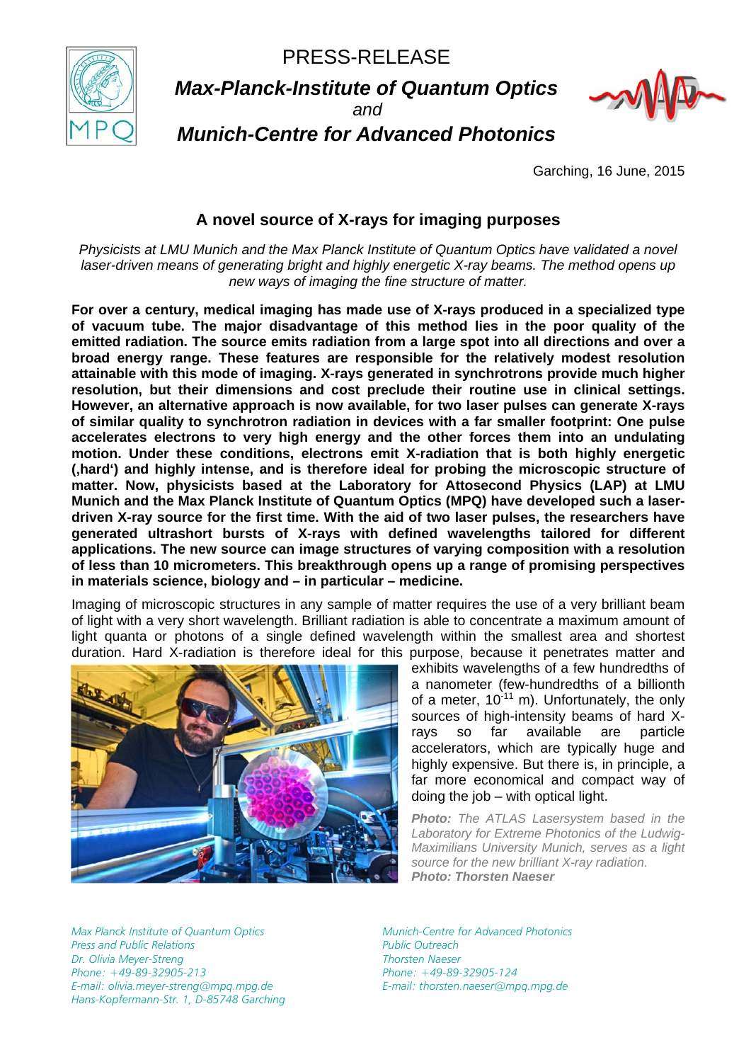PRESS-RELEASE

**_Max-Planck-Institute of Quantum Optics_**
*and*
**_Munich-Centre for Advanced Photonics_**

Garching, 16 June, 2015

## A novel source of X-rays for imaging purposes

*Physicists at LMU Munich and the Max Planck Institute of Quantum Optics have validated a novel laser-driven means of generating bright and highly energetic X-ray beams. The method opens up new ways of imaging the fine structure of matter.*

**For over a century, medical imaging has made use of X-rays produced in a specialized type of vacuum tube. The major disadvantage of this method lies in the poor quality of the emitted radiation. The source emits radiation from a large spot into all directions and over a broad energy range. These features are responsible for the relatively modest resolution attainable with this mode of imaging. X-rays generated in synchrotrons provide much higher resolution, but their dimensions and cost preclude their routine use in clinical settings. However, an alternative approach is now available, for two laser pulses can generate X-rays of similar quality to synchrotron radiation in devices with a far smaller footprint: One pulse accelerates electrons to very high energy and the other forces them into an undulating motion. Under these conditions, electrons emit X-radiation that is both highly energetic (‚hard') and highly intense, and is therefore ideal for probing the microscopic structure of matter. Now, physicists based at the Laboratory for Attosecond Physics (LAP) at LMU Munich and the Max Planck Institute of Quantum Optics (MPQ) have developed such a laser-driven X-ray source for the first time. With the aid of two laser pulses, the researchers have generated ultrashort bursts of X-rays with defined wavelengths tailored for different applications. The new source can image structures of varying composition with a resolution of less than 10 micrometers. This breakthrough opens up a range of promising perspectives in materials science, biology and – in particular – medicine.**

Imaging of microscopic structures in any sample of matter requires the use of a very brilliant beam of light with a very short wavelength. Brilliant radiation is able to concentrate a maximum amount of light quanta or photons of a single defined wavelength within the smallest area and shortest duration. Hard X-radiation is therefore ideal for this purpose, because it penetrates matter and exhibits wavelengths of a few hundredths of a nanometer (few-hundredths of a billionth of a meter, $10^{-11}$ m). Unfortunately, the only sources of high-intensity beams of hard X-rays so far available are particle accelerators, which are typically huge and highly expensive. But there is, in principle, a far more economical and compact way of doing the job – with optical light.

**Photo:** *The ATLAS Lasersystem based in the Laboratory for Extreme Photonics of the Ludwig-Maximilians University Munich, serves as a light source for the new brilliant X-ray radiation.*
**Photo: Thorsten Naeser**

*Max Planck Institute of Quantum Optics*
*Press and Public Relations*
*Dr. Olivia Meyer-Streng*
*Phone: +49-89-32905-213*
*E-mail: olivia.meyer-streng@mpq.mpg.de*
*Hans-Kopfermann-Str. 1, D-85748 Garching*

*Munich-Centre for Advanced Photonics*
*Public Outreach*
*Thorsten Naeser*
*Phone: +49-89-32905-124*
*E-mail: thorsten.naeser@mpq.mpg.de*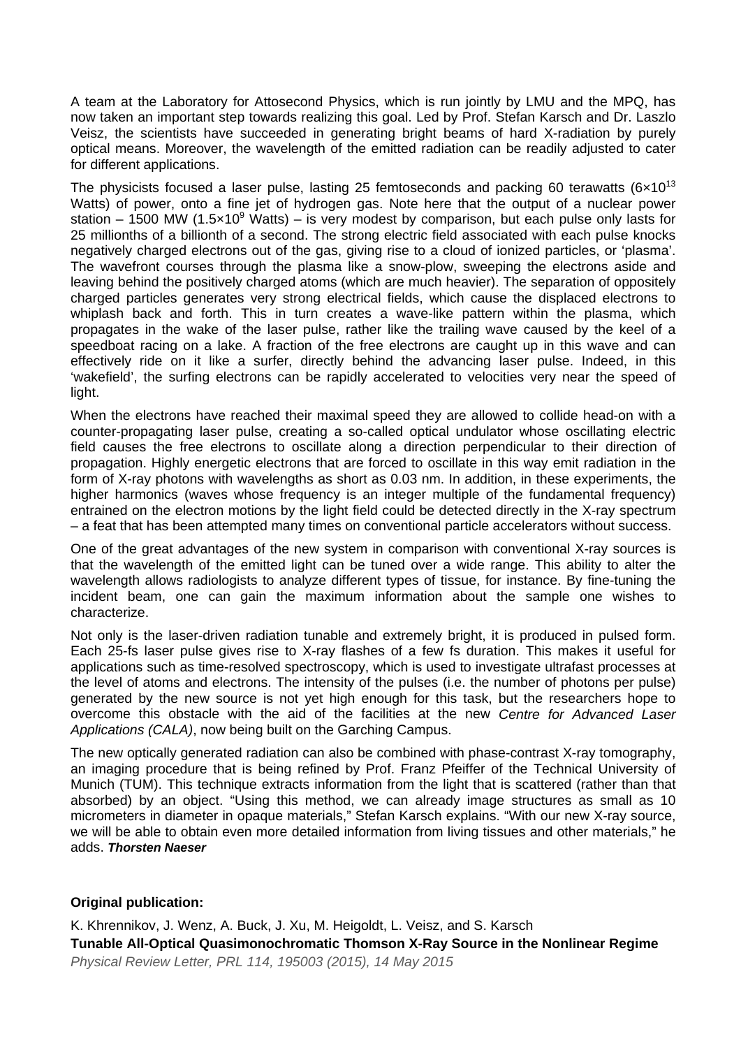A team at the Laboratory for Attosecond Physics, which is run jointly by LMU and the MPQ, has now taken an important step towards realizing this goal. Led by Prof. Stefan Karsch and Dr. Laszlo Veisz, the scientists have succeeded in generating bright beams of hard X-radiation by purely optical means. Moreover, the wavelength of the emitted radiation can be readily adjusted to cater for different applications.

The physicists focused a laser pulse, lasting 25 femtoseconds and packing 60 terawatts ($6\times10^{13}$ Watts) of power, onto a fine jet of hydrogen gas. Note here that the output of a nuclear power station – 1500 MW ($1.5\times10^{9}$ Watts) – is very modest by comparison, but each pulse only lasts for 25 millionths of a billionth of a second. The strong electric field associated with each pulse knocks negatively charged electrons out of the gas, giving rise to a cloud of ionized particles, or 'plasma'. The wavefront courses through the plasma like a snow-plow, sweeping the electrons aside and leaving behind the positively charged atoms (which are much heavier). The separation of oppositely charged particles generates very strong electrical fields, which cause the displaced electrons to whiplash back and forth. This in turn creates a wave-like pattern within the plasma, which propagates in the wake of the laser pulse, rather like the trailing wave caused by the keel of a speedboat racing on a lake. A fraction of the free electrons are caught up in this wave and can effectively ride on it like a surfer, directly behind the advancing laser pulse. Indeed, in this 'wakefield', the surfing electrons can be rapidly accelerated to velocities very near the speed of light.

When the electrons have reached their maximal speed they are allowed to collide head-on with a counter-propagating laser pulse, creating a so-called optical undulator whose oscillating electric field causes the free electrons to oscillate along a direction perpendicular to their direction of propagation. Highly energetic electrons that are forced to oscillate in this way emit radiation in the form of X-ray photons with wavelengths as short as 0.03 nm. In addition, in these experiments, the higher harmonics (waves whose frequency is an integer multiple of the fundamental frequency) entrained on the electron motions by the light field could be detected directly in the X-ray spectrum – a feat that has been attempted many times on conventional particle accelerators without success.

One of the great advantages of the new system in comparison with conventional X-ray sources is that the wavelength of the emitted light can be tuned over a wide range. This ability to alter the wavelength allows radiologists to analyze different types of tissue, for instance. By fine-tuning the incident beam, one can gain the maximum information about the sample one wishes to characterize.

Not only is the laser-driven radiation tunable and extremely bright, it is produced in pulsed form. Each 25-fs laser pulse gives rise to X-ray flashes of a few fs duration. This makes it useful for applications such as time-resolved spectroscopy, which is used to investigate ultrafast processes at the level of atoms and electrons. The intensity of the pulses (i.e. the number of photons per pulse) generated by the new source is not yet high enough for this task, but the researchers hope to overcome this obstacle with the aid of the facilities at the new *Centre for Advanced Laser Applications (CALA)*, now being built on the Garching Campus.

The new optically generated radiation can also be combined with phase-contrast X-ray tomography, an imaging procedure that is being refined by Prof. Franz Pfeiffer of the Technical University of Munich (TUM). This technique extracts information from the light that is scattered (rather than that absorbed) by an object. "Using this method, we can already image structures as small as 10 micrometers in diameter in opaque materials," Stefan Karsch explains. "With our new X-ray source, we will be able to obtain even more detailed information from living tissues and other materials," he adds. ***Thorsten Naeser***

**Original publication:**

K. Khrennikov, J. Wenz, A. Buck, J. Xu, M. Heigoldt, L. Veisz, and S. Karsch

**Tunable All-Optical Quasimonochromatic Thomson X-Ray Source in the Nonlinear Regime**

*Physical Review Letter, PRL 114, 195003 (2015), 14 May 2015*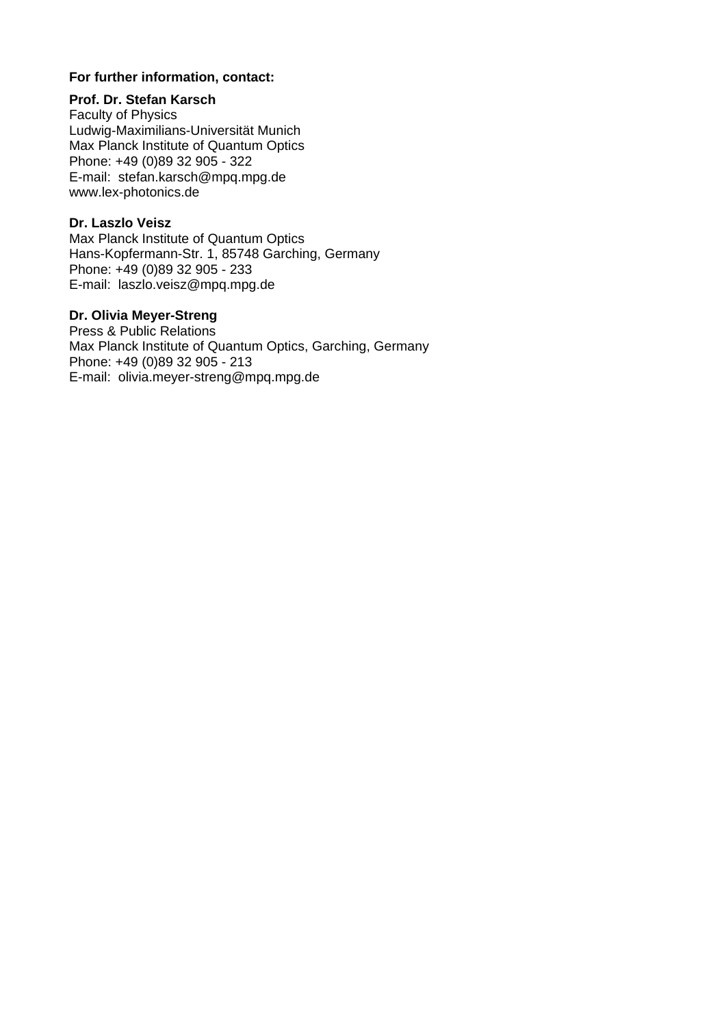**For further information, contact:**

**Prof. Dr. Stefan Karsch**
Faculty of Physics
Ludwig-Maximilians-Universität Munich
Max Planck Institute of Quantum Optics
Phone: +49 (0)89 32 905 - 322
E-mail: stefan.karsch@mpq.mpg.de
www.lex-photonics.de

**Dr. Laszlo Veisz**
Max Planck Institute of Quantum Optics
Hans-Kopfermann-Str. 1, 85748 Garching, Germany
Phone: +49 (0)89 32 905 - 233
E-mail: laszlo.veisz@mpq.mpg.de

**Dr. Olivia Meyer-Streng**
Press & Public Relations
Max Planck Institute of Quantum Optics, Garching, Germany
Phone: +49 (0)89 32 905 - 213
E-mail: olivia.meyer-streng@mpq.mpg.de